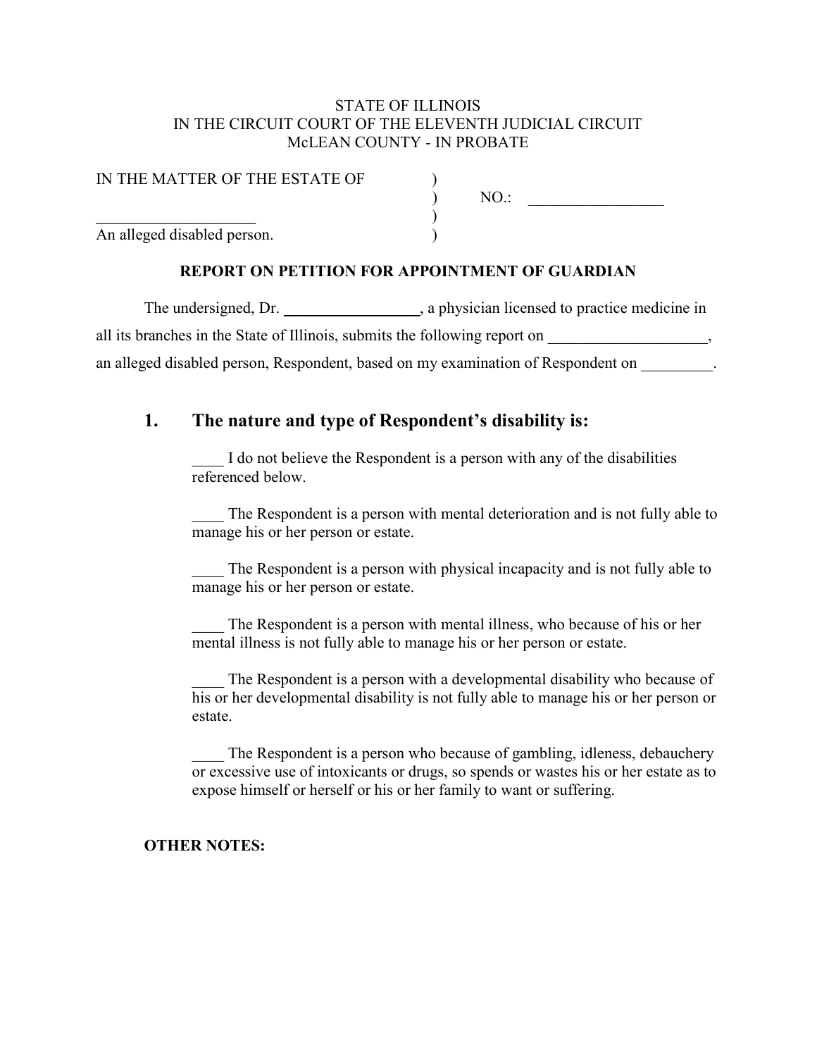STATE OF ILLINOIS
IN THE CIRCUIT COURT OF THE ELEVENTH JUDICIAL CIRCUIT
McLEAN COUNTY - IN PROBATE

IN THE MATTER OF THE ESTATE OF )
) NO.: _________________
____________________ )
An alleged disabled person. )

**REPORT ON PETITION FOR APPOINTMENT OF GUARDIAN**

The undersigned, Dr. _________________, a physician licensed to practice medicine in all its branches in the State of Illinois, submits the following report on ____________________, an alleged disabled person, Respondent, based on my examination of Respondent on _________.

## 1. The nature and type of Respondent's disability is:

____ I do not believe the Respondent is a person with any of the disabilities referenced below.

____ The Respondent is a person with mental deterioration and is not fully able to manage his or her person or estate.

____ The Respondent is a person with physical incapacity and is not fully able to manage his or her person or estate.

____ The Respondent is a person with mental illness, who because of his or her mental illness is not fully able to manage his or her person or estate.

____ The Respondent is a person with a developmental disability who because of his or her developmental disability is not fully able to manage his or her person or estate.

____ The Respondent is a person who because of gambling, idleness, debauchery or excessive use of intoxicants or drugs, so spends or wastes his or her estate as to expose himself or herself or his or her family to want or suffering.

**OTHER NOTES:**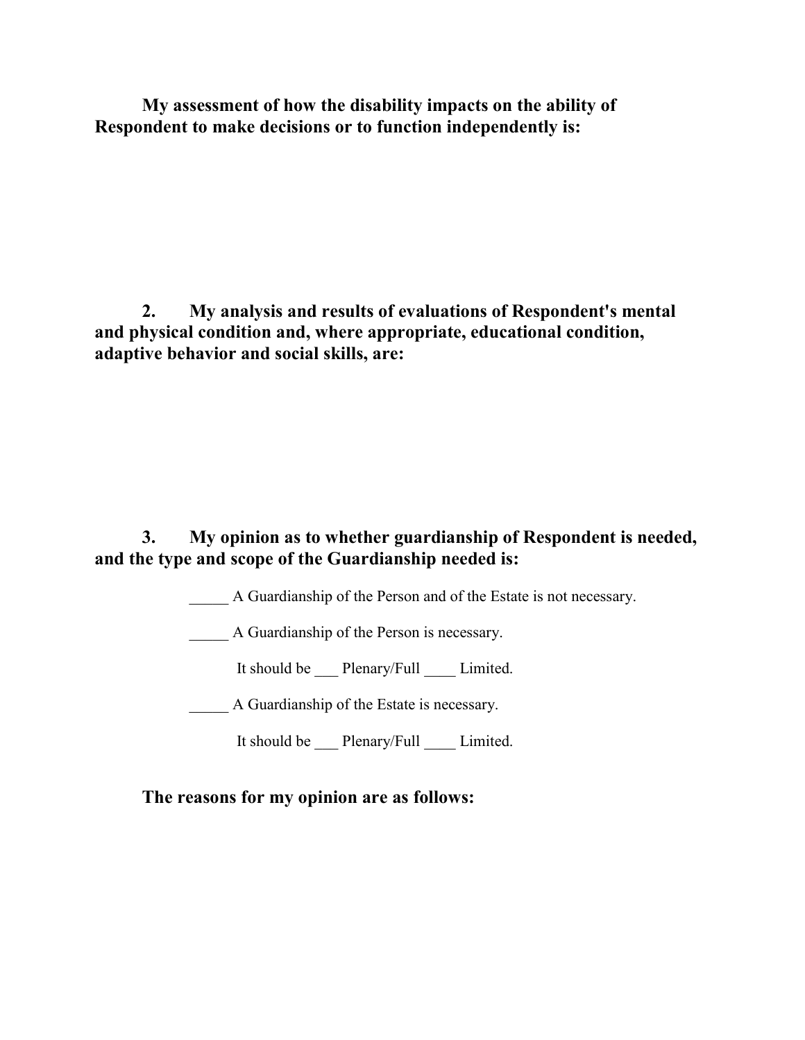**My assessment of how the disability impacts on the ability of Respondent to make decisions or to function independently is:**

**2. My analysis and results of evaluations of Respondent's mental and physical condition and, where appropriate, educational condition, adaptive behavior and social skills, are:**

**3. My opinion as to whether guardianship of Respondent is needed, and the type and scope of the Guardianship needed is:**

_____ A Guardianship of the Person and of the Estate is not necessary.

_____ A Guardianship of the Person is necessary.

It should be ___ Plenary/Full ____ Limited.

_____ A Guardianship of the Estate is necessary.

It should be ___ Plenary/Full ____ Limited.

**The reasons for my opinion are as follows:**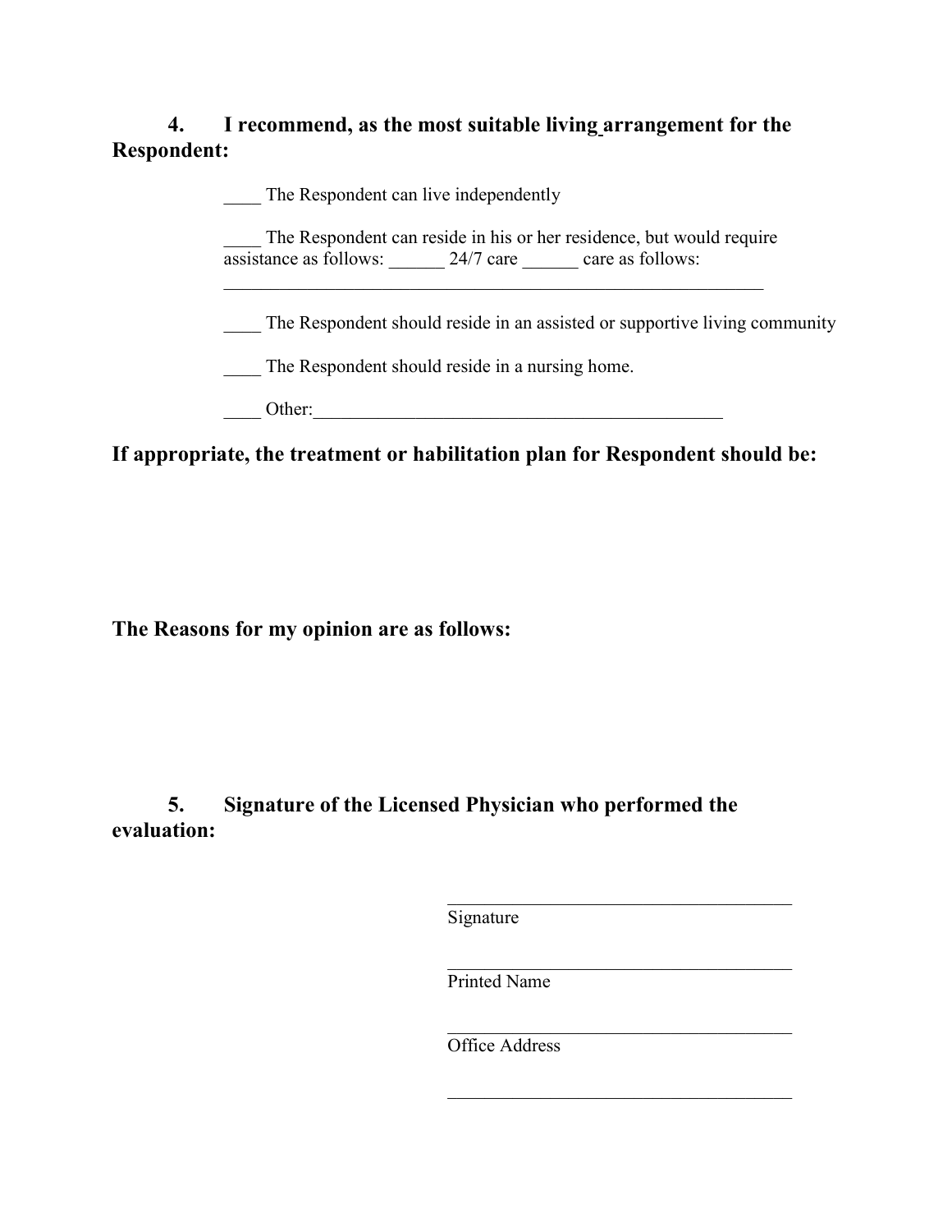**4. I recommend, as the most suitable living arrangement for the Respondent:**

____ The Respondent can live independently

____ The Respondent can reside in his or her residence, but would require assistance as follows: ______ 24/7 care ______ care as follows: ____________________________________________________________

____ The Respondent should reside in an assisted or supportive living community

____ The Respondent should reside in a nursing home.

____ Other:____________________________________________

**If appropriate, the treatment or habilitation plan for Respondent should be:**

**The Reasons for my opinion are as follows:**

**5. Signature of the Licensed Physician who performed the evaluation:**

______________________________________
Signature

______________________________________
Printed Name

______________________________________
Office Address

______________________________________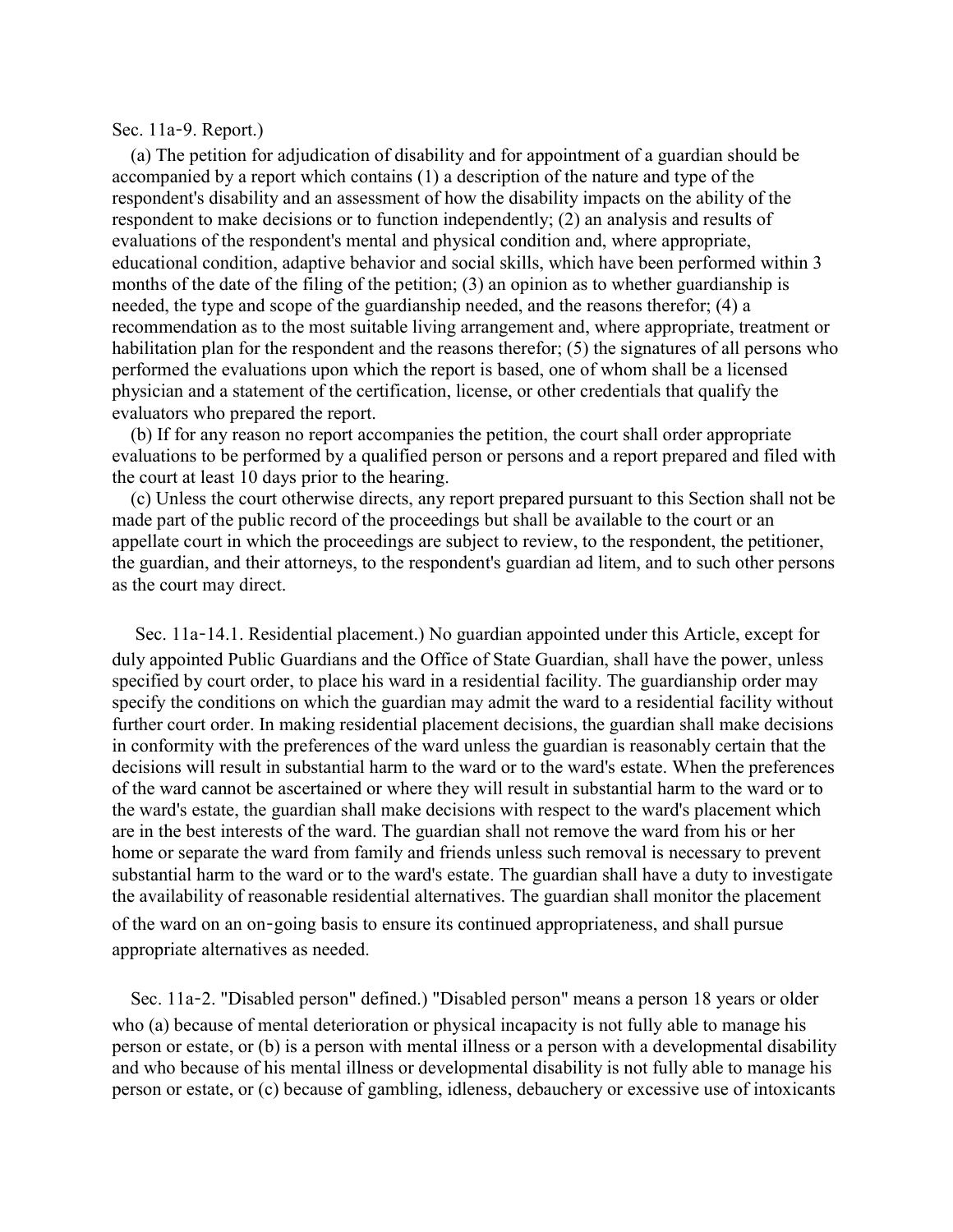Sec. 11a-9. Report.)

(a) The petition for adjudication of disability and for appointment of a guardian should be accompanied by a report which contains (1) a description of the nature and type of the respondent's disability and an assessment of how the disability impacts on the ability of the respondent to make decisions or to function independently; (2) an analysis and results of evaluations of the respondent's mental and physical condition and, where appropriate, educational condition, adaptive behavior and social skills, which have been performed within 3 months of the date of the filing of the petition; (3) an opinion as to whether guardianship is needed, the type and scope of the guardianship needed, and the reasons therefor; (4) a recommendation as to the most suitable living arrangement and, where appropriate, treatment or habilitation plan for the respondent and the reasons therefor; (5) the signatures of all persons who performed the evaluations upon which the report is based, one of whom shall be a licensed physician and a statement of the certification, license, or other credentials that qualify the evaluators who prepared the report.

(b) If for any reason no report accompanies the petition, the court shall order appropriate evaluations to be performed by a qualified person or persons and a report prepared and filed with the court at least 10 days prior to the hearing.

(c) Unless the court otherwise directs, any report prepared pursuant to this Section shall not be made part of the public record of the proceedings but shall be available to the court or an appellate court in which the proceedings are subject to review, to the respondent, the petitioner, the guardian, and their attorneys, to the respondent's guardian ad litem, and to such other persons as the court may direct.

Sec. 11a-14.1. Residential placement.) No guardian appointed under this Article, except for duly appointed Public Guardians and the Office of State Guardian, shall have the power, unless specified by court order, to place his ward in a residential facility. The guardianship order may specify the conditions on which the guardian may admit the ward to a residential facility without further court order. In making residential placement decisions, the guardian shall make decisions in conformity with the preferences of the ward unless the guardian is reasonably certain that the decisions will result in substantial harm to the ward or to the ward's estate. When the preferences of the ward cannot be ascertained or where they will result in substantial harm to the ward or to the ward's estate, the guardian shall make decisions with respect to the ward's placement which are in the best interests of the ward. The guardian shall not remove the ward from his or her home or separate the ward from family and friends unless such removal is necessary to prevent substantial harm to the ward or to the ward's estate. The guardian shall have a duty to investigate the availability of reasonable residential alternatives. The guardian shall monitor the placement of the ward on an on-going basis to ensure its continued appropriateness, and shall pursue appropriate alternatives as needed.

Sec. 11a-2. "Disabled person" defined.) "Disabled person" means a person 18 years or older who (a) because of mental deterioration or physical incapacity is not fully able to manage his person or estate, or (b) is a person with mental illness or a person with a developmental disability and who because of his mental illness or developmental disability is not fully able to manage his person or estate, or (c) because of gambling, idleness, debauchery or excessive use of intoxicants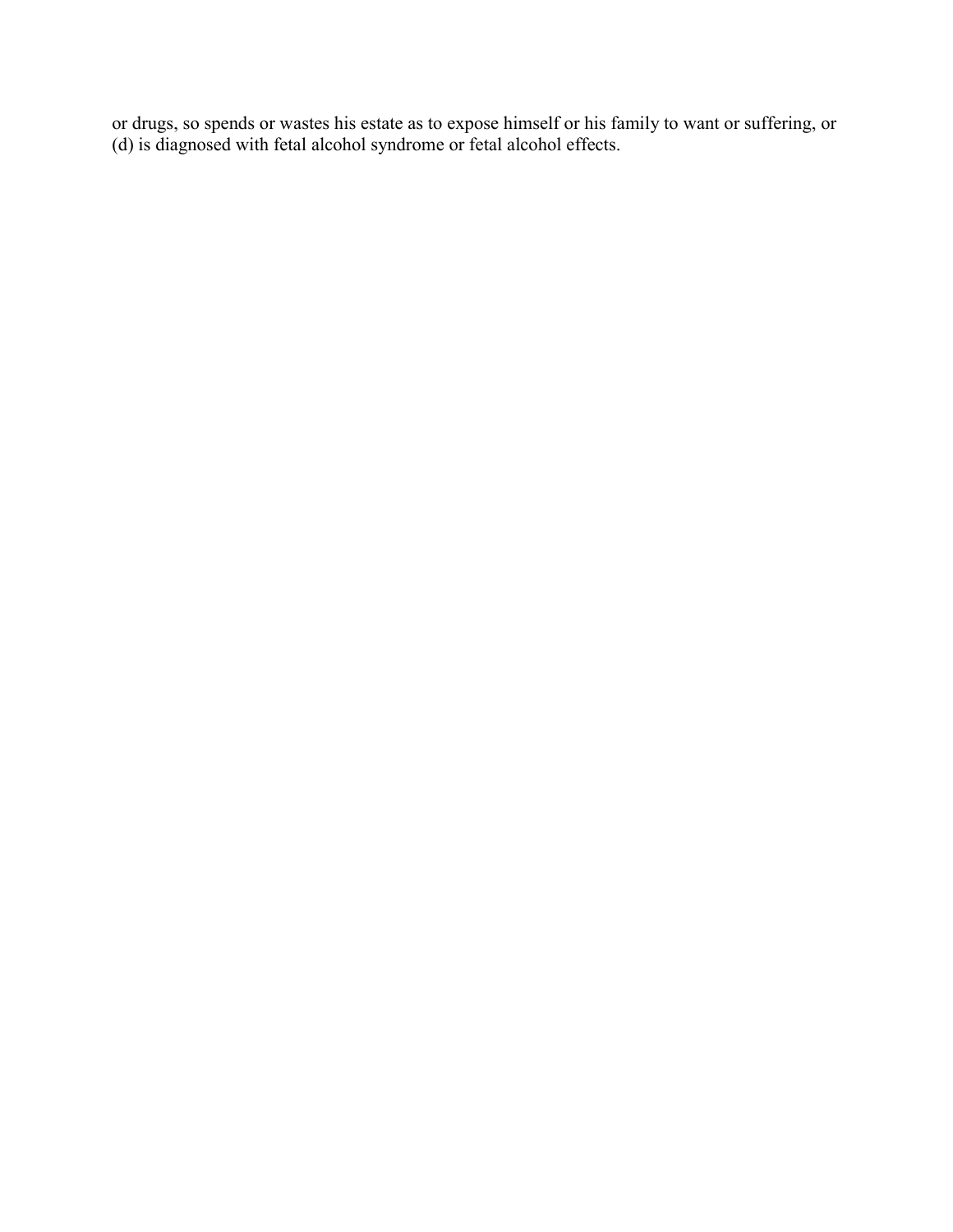or drugs, so spends or wastes his estate as to expose himself or his family to want or suffering, or (d) is diagnosed with fetal alcohol syndrome or fetal alcohol effects.